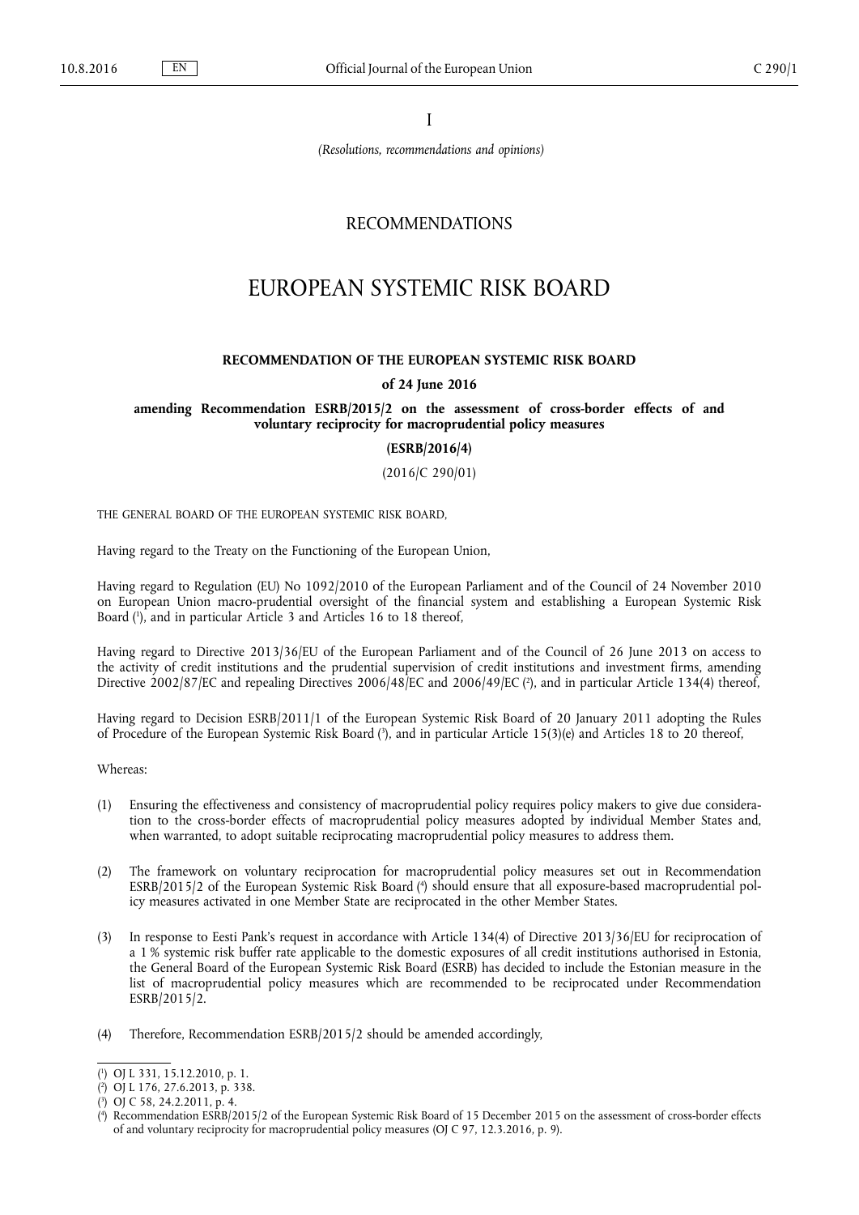I

*(Resolutions, recommendations and opinions)*

RECOMMENDATIONS

# EUROPEAN SYSTEMIC RISK BOARD

## RECOMMENDATION OF THE EUROPEAN SYSTEMIC RISK BOARD

**of 24 June 2016**

**amending Recommendation ESRB/2015/2 on the assessment of cross-border effects of and voluntary reciprocity for macroprudential policy measures**

**(ESRB/2016/4)**

(2016/C 290/01)

THE GENERAL BOARD OF THE EUROPEAN SYSTEMIC RISK BOARD,

Having regard to the Treaty on the Functioning of the European Union,

Having regard to Regulation (EU) No 1092/2010 of the European Parliament and of the Council of 24 November 2010 on European Union macro-prudential oversight of the financial system and establishing a European Systemic Risk Board [1], and in particular Article 3 and Articles 16 to 18 thereof,

Having regard to Directive 2013/36/EU of the European Parliament and of the Council of 26 June 2013 on access to the activity of credit institutions and the prudential supervision of credit institutions and investment firms, amending Directive 2002/87/EC and repealing Directives 2006/48/EC and 2006/49/EC [2], and in particular Article 134(4) thereof,

Having regard to Decision ESRB/2011/1 of the European Systemic Risk Board of 20 January 2011 adopting the Rules of Procedure of the European Systemic Risk Board [3], and in particular Article 15(3)(e) and Articles 18 to 20 thereof,

Whereas:

(1) Ensuring the effectiveness and consistency of macroprudential policy requires policy makers to give due consideration to the cross-border effects of macroprudential policy measures adopted by individual Member States and, when warranted, to adopt suitable reciprocating macroprudential policy measures to address them.

(2) The framework on voluntary reciprocation for macroprudential policy measures set out in Recommendation ESRB/2015/2 of the European Systemic Risk Board [4] should ensure that all exposure-based macroprudential policy measures activated in one Member State are reciprocated in the other Member States.

(3) In response to Eesti Pank's request in accordance with Article 134(4) of Directive 2013/36/EU for reciprocation of a 1 % systemic risk buffer rate applicable to the domestic exposures of all credit institutions authorised in Estonia, the General Board of the European Systemic Risk Board (ESRB) has decided to include the Estonian measure in the list of macroprudential policy measures which are recommended to be reciprocated under Recommendation ESRB/2015/2.

(4) Therefore, Recommendation ESRB/2015/2 should be amended accordingly,

---

[1] OJ L 331, 15.12.2010, p. 1.

[2] OJ L 176, 27.6.2013, p. 338.

[3] OJ C 58, 24.2.2011, p. 4.

[4] Recommendation ESRB/2015/2 of the European Systemic Risk Board of 15 December 2015 on the assessment of cross-border effects of and voluntary reciprocity for macroprudential policy measures (OJ C 97, 12.3.2016, p. 9).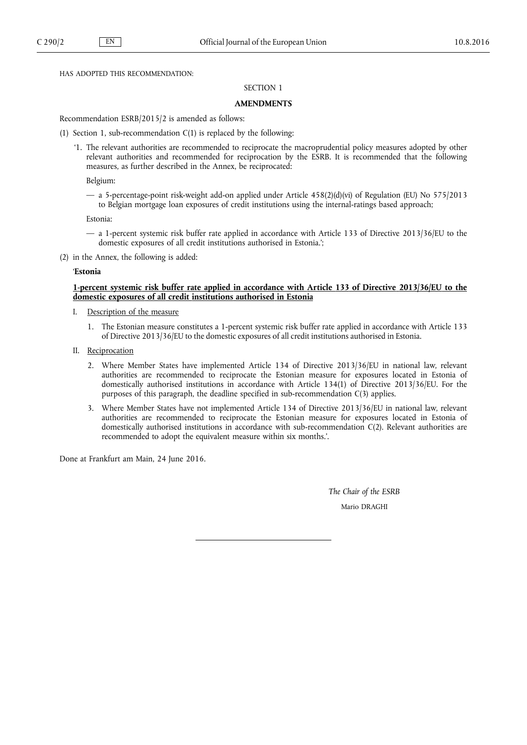HAS ADOPTED THIS RECOMMENDATION:

SECTION 1

**AMENDMENTS**

Recommendation ESRB/2015/2 is amended as follows:

(1) Section 1, sub-recommendation C(1) is replaced by the following:

'1. The relevant authorities are recommended to reciprocate the macroprudential policy measures adopted by other relevant authorities and recommended for reciprocation by the ESRB. It is recommended that the following measures, as further described in the Annex, be reciprocated:

Belgium:

— a 5-percentage-point risk-weight add-on applied under Article 458(2)(d)(vi) of Regulation (EU) No 575/2013 to Belgian mortgage loan exposures of credit institutions using the internal-ratings based approach;

Estonia:

— a 1-percent systemic risk buffer rate applied in accordance with Article 133 of Directive 2013/36/EU to the domestic exposures of all credit institutions authorised in Estonia.';

(2) in the Annex, the following is added:

'**Estonia**

**1-percent systemic risk buffer rate applied in accordance with Article 133 of Directive 2013/36/EU to the domestic exposures of all credit institutions authorised in Estonia**

I. Description of the measure

1. The Estonian measure constitutes a 1-percent systemic risk buffer rate applied in accordance with Article 133 of Directive 2013/36/EU to the domestic exposures of all credit institutions authorised in Estonia.

II. Reciprocation

2. Where Member States have implemented Article 134 of Directive 2013/36/EU in national law, relevant authorities are recommended to reciprocate the Estonian measure for exposures located in Estonia of domestically authorised institutions in accordance with Article 134(1) of Directive 2013/36/EU. For the purposes of this paragraph, the deadline specified in sub-recommendation C(3) applies.

3. Where Member States have not implemented Article 134 of Directive 2013/36/EU in national law, relevant authorities are recommended to reciprocate the Estonian measure for exposures located in Estonia of domestically authorised institutions in accordance with sub-recommendation C(2). Relevant authorities are recommended to adopt the equivalent measure within six months.'.

Done at Frankfurt am Main, 24 June 2016.

*The Chair of the ESRB*

Mario DRAGHI